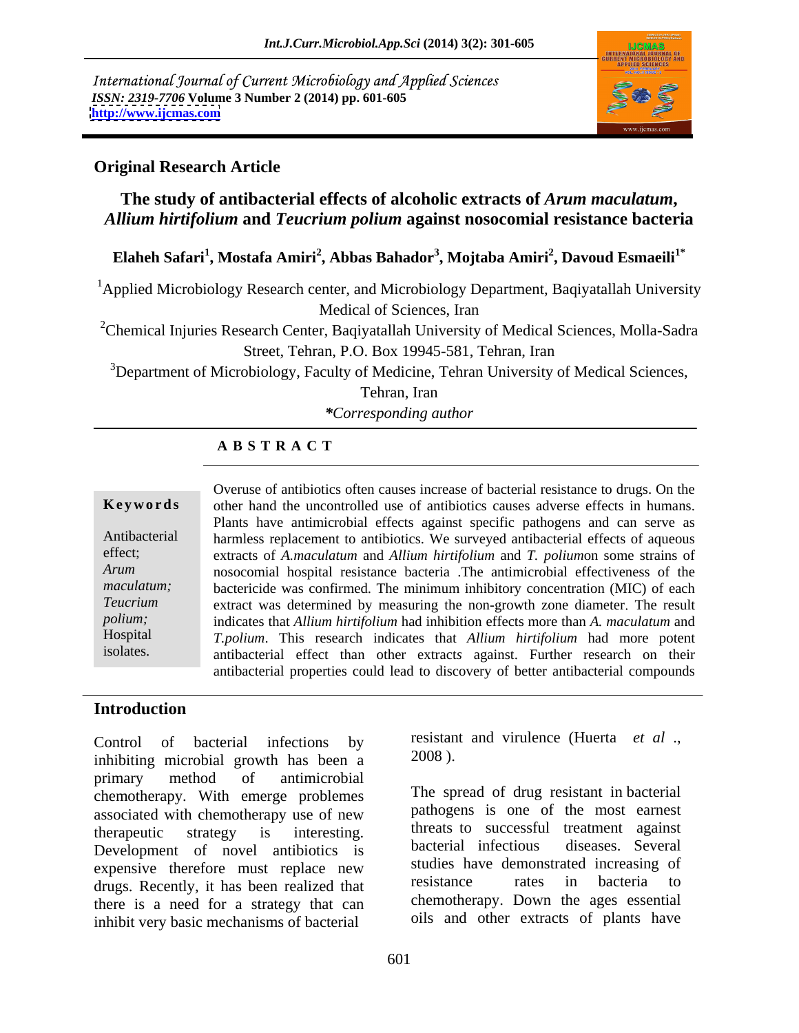International Journal of Current Microbiology and Applied Sciences
*ISSN: 2319-7706* **Volume 3 Number 2 (2014) pp. 601-605**
**http://www.ijcmas.com**

**Original Research Article**

# The study of antibacterial effects of alcoholic extracts of *Arum maculatum*, *Allium hirtifolium* and *Teucrium polium* against nosocomial resistance bacteria

**Elaheh Safari[1], Mostafa Amiri[2], Abbas Bahador[3], Mojtaba Amiri[2], Davoud Esmaeili[1*]**

[1]Applied Microbiology Research center, and Microbiology Department, Baqiyatallah University Medical of Sciences, Iran

[2]Chemical Injuries Research Center, Baqiyatallah University of Medical Sciences, Molla-Sadra Street, Tehran, P.O. Box 19945-581, Tehran, Iran

[3]Department of Microbiology, Faculty of Medicine, Tehran University of Medical Sciences, Tehran, Iran

*\*Corresponding author*

## A B S T R A C T

**Keywords**

Antibacterial effect; *Arum maculatum; Teucrium polium;* Hospital isolates.

Overuse of antibiotics often causes increase of bacterial resistance to drugs. On the other hand the uncontrolled use of antibiotics causes adverse effects in humans. Plants have antimicrobial effects against specific pathogens and can serve as harmless replacement to antibiotics. We surveyed antibacterial effects of aqueous extracts of *A.maculatum* and *Allium hirtifolium* and *T. polium*on some strains of nosocomial hospital resistance bacteria .The antimicrobial effectiveness of the bactericide was confirmed. The minimum inhibitory concentration (MIC) of each extract was determined by measuring the non-growth zone diameter. The result indicates that *Allium hirtifolium* had inhibition effects more than *A. maculatum* and *T.polium*. This research indicates that *Allium hirtifolium* had more potent antibacterial effect than other extracts against. Further research on their antibacterial properties could lead to discovery of better antibacterial compounds

## Introduction

Control of bacterial infections by inhibiting microbial growth has been a primary method of antimicrobial chemotherapy. With emerge problemes associated with chemotherapy use of new therapeutic strategy is interesting. Development of novel antibiotics is expensive therefore must replace new drugs. Recently, it has been realized that there is a need for a strategy that can inhibit very basic mechanisms of bacterial resistant and virulence (Huerta *et al* ., 2008 ).

The spread of drug resistant in bacterial pathogens is one of the most earnest threats to successful treatment against bacterial infectious diseases. Several studies have demonstrated increasing of resistance rates in bacteria to chemotherapy. Down the ages essential oils and other extracts of plants have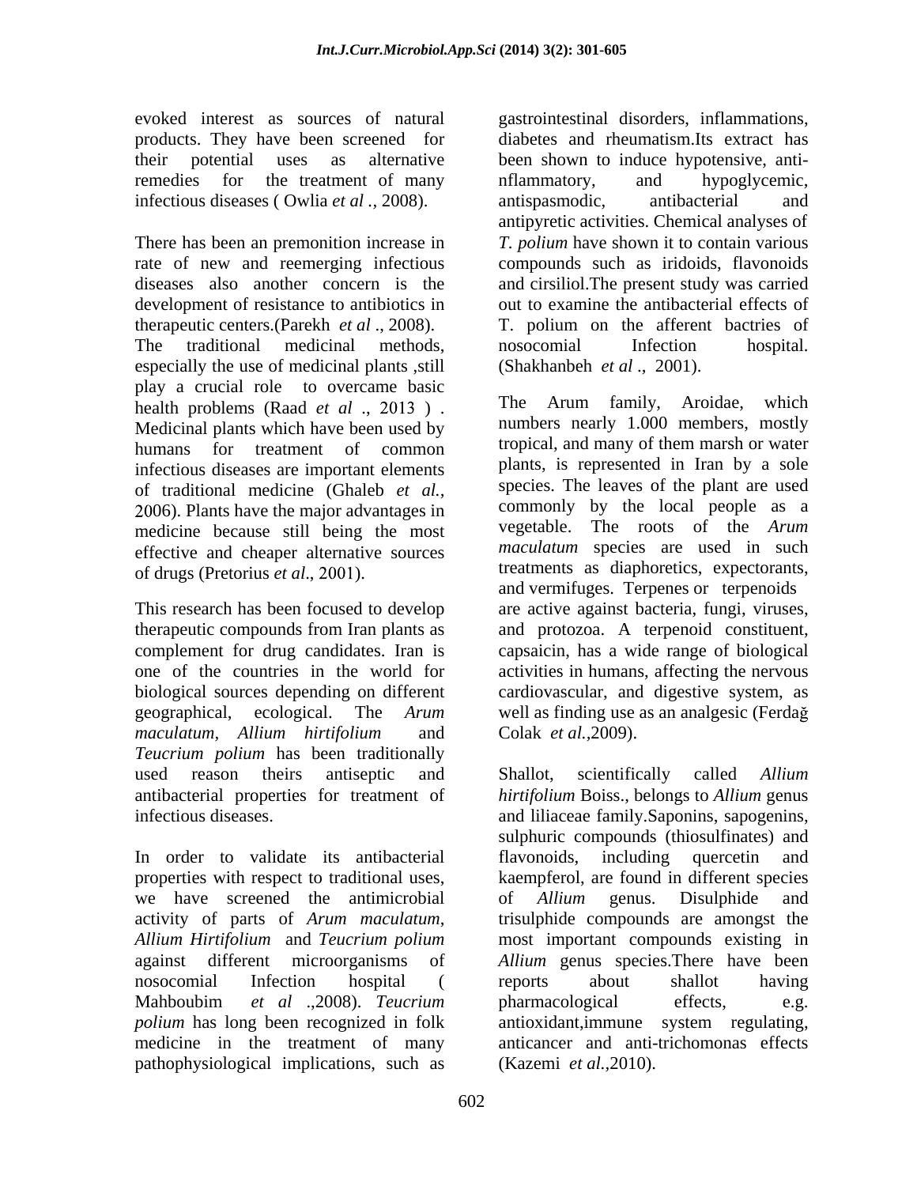evoked interest as sources of natural products. They have been screened for their potential uses as alternative remedies for the treatment of many infectious diseases ( Owlia *et al* ., 2008).

There has been an premonition increase in rate of new and reemerging infectious diseases also another concern is the development of resistance to antibiotics in therapeutic centers.(Parekh *et al* ., 2008). The traditional medicinal methods, especially the use of medicinal plants ,still play a crucial role to overcame basic health problems (Raad *et al* ., 2013 ) . Medicinal plants which have been used by humans for treatment of common infectious diseases are important elements of traditional medicine (Ghaleb *et al.*, 2006). Plants have the major advantages in medicine because still being the most effective and cheaper alternative sources of drugs (Pretorius *et al*., 2001).

This research has been focused to develop therapeutic compounds from Iran plants as complement for drug candidates. Iran is one of the countries in the world for biological sources depending on different geographical, ecological. The *Arum maculatum, Allium hirtifolium* and *Teucrium polium* has been traditionally used reason theirs antiseptic and antibacterial properties for treatment of infectious diseases.

In order to validate its antibacterial properties with respect to traditional uses, we have screened the antimicrobial activity of parts of *Arum maculatum*, *Allium Hirtifolium* and *Teucrium polium* against different microorganisms of nosocomial Infection hospital ( Mahboubim *et al* .,2008). *Teucrium polium* has long been recognized in folk medicine in the treatment of many pathophysiological implications, such as gastrointestinal disorders, inflammations, diabetes and rheumatism.Its extract has been shown to induce hypotensive, anti-nflammatory, and hypoglycemic, antispasmodic, antibacterial and antipyretic activities. Chemical analyses of *T. polium* have shown it to contain various compounds such as iridoids, flavonoids and cirsiliol.The present study was carried out to examine the antibacterial effects of T. polium on the afferent bactries of nosocomial Infection hospital. (Shakhanbeh *et al* ., 2001).

The Arum family, Aroidae, which numbers nearly 1.000 members, mostly tropical, and many of them marsh or water plants, is represented in Iran by a sole species. The leaves of the plant are used commonly by the local people as a vegetable. The roots of the *Arum maculatum* species are used in such treatments as diaphoretics, expectorants, and vermifuges. Terpenes or terpenoids are active against bacteria, fungi, viruses, and protozoa. A terpenoid constituent, capsaicin, has a wide range of biological activities in humans, affecting the nervous cardiovascular, and digestive system, as well as finding use as an analgesic (Ferdağ Colak *et al.*,2009).

Shallot, scientifically called *Allium hirtifolium* Boiss., belongs to *Allium* genus and liliaceae family.Saponins, sapogenins, sulphuric compounds (thiosulfinates) and flavonoids, including quercetin and kaempferol, are found in different species of *Allium* genus. Disulphide and trisulphide compounds are amongst the most important compounds existing in *Allium* genus species.There have been reports about shallot having pharmacological effects, e.g. antioxidant,immune system regulating, anticancer and anti-trichomonas effects (Kazemi *et al.*,2010).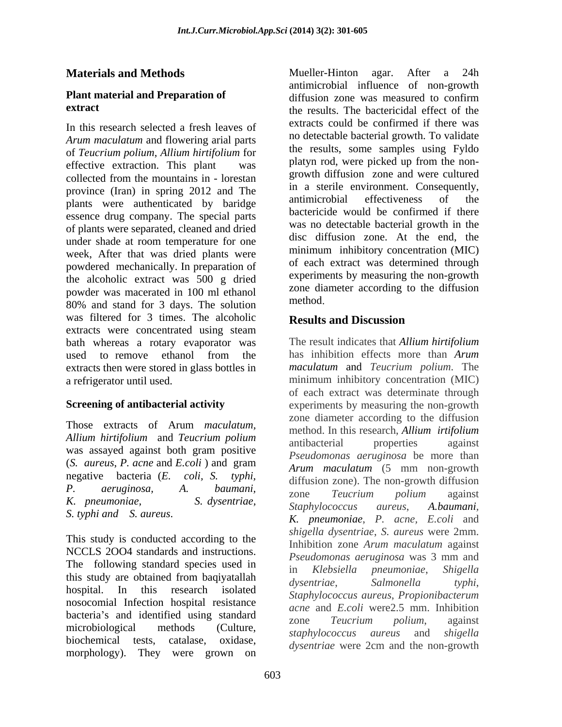## Materials and Methods

### Plant material and Preparation of extract

In this research selected a fresh leaves of *Arum maculatum* and flowering arial parts of *Teucrium polium*, *Allium hirtifolium* for effective extraction. This plant was collected from the mountains in - lorestan province (Iran) in spring 2012 and The plants were authenticated by baridge essence drug company. The special parts of plants were separated, cleaned and dried under shade at room temperature for one week, After that was dried plants were powdered mechanically. In preparation of the alcoholic extract was 500 g dried powder was macerated in 100 ml ethanol 80% and stand for 3 days. The solution was filtered for 3 times. The alcoholic extracts were concentrated using steam bath whereas a rotary evaporator was used to remove ethanol from the extracts then were stored in glass bottles in a refrigerator until used.

### Screening of antibacterial activity

Those extracts of Arum *maculatum, Allium hirtifolium* and *Teucrium polium* was assayed against both gram positive (*S. aureus*, *P. acne* and *E.coli* ) and gram negative bacteria (*E. coli*, *S. typhi*, *P. aeruginosa*, *A. baumani*, *K. pneumoniae*, *S. dysentriae*, *S. typhi and S. aureus*.

This study is conducted according to the NCCLS 2OO4 standards and instructions. The following standard species used in this study are obtained from baqiyatallah hospital. In this research isolated nosocomial Infection hospital resistance bacteria's and identified using standard microbiological methods (Culture, biochemical tests, catalase, oxidase, morphology). They were grown on Mueller-Hinton agar. After a 24h antimicrobial influence of non-growth diffusion zone was measured to confirm the results. The bactericidal effect of the extracts could be confirmed if there was no detectable bacterial growth. To validate the results, some samples using Fyldo platyn rod, were picked up from the non-growth diffusion zone and were cultured in a sterile environment. Consequently, antimicrobial effectiveness of the bactericide would be confirmed if there was no detectable bacterial growth in the disc diffusion zone. At the end, the minimum inhibitory concentration (MIC) of each extract was determined through experiments by measuring the non-growth zone diameter according to the diffusion method.

## Results and Discussion

The result indicates that *Allium hirtifolium* has inhibition effects more than *Arum maculatum* and *Teucrium polium*. The minimum inhibitory concentration (MIC) of each extract was determinate through experiments by measuring the non-growth zone diameter according to the diffusion method. In this research, *Allium irtifolium* antibacterial properties against *Pseudomonas aeruginosa* be more than *Arum maculatum* (5 mm non-growth diffusion zone). The non-growth diffusion zone *Teucrium polium* against *Staphylococcus aureus*, *A.baumani*, *K. pneumoniae*, *P. acne*, *E.coli* and *shigella dysentriae*, *S. aureus* were 2mm. Inhibition zone *Arum maculatum* against *Pseudomonas aeruginosa* was 3 mm and in *Klebsiella pneumoniae*, *Shigella dysentriae*, *Salmonella typhi*, *Staphylococcus aureus*, *Propionibacterum acne* and *E.coli* were2.5 mm. Inhibition zone *Teucrium polium*, against *staphylococcus aureus* and *shigella dysentriae* were 2cm and the non-growth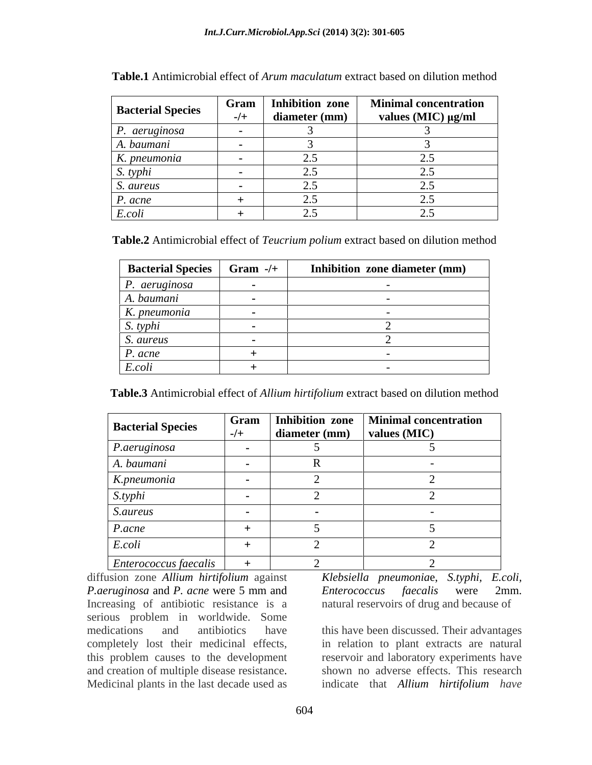**Table.1** Antimicrobial effect of *Arum maculatum* extract based on dilution method

| Bacterial Species | Gram -/+ | Inhibition zone diameter (mm) | Minimal concentration values (MIC) μg/ml |
|---|---|---|---|
| *P. aeruginosa* | - | 3 | 3 |
| *A. baumani* | - | 3 | 3 |
| *K. pneumonia* | - | 2.5 | 2.5 |
| *S. typhi* | - | 2.5 | 2.5 |
| *S. aureus* | - | 2.5 | 2.5 |
| *P. acne* | + | 2.5 | 2.5 |
| *E.coli* | + | 2.5 | 2.5 |

**Table.2** Antimicrobial effect of *Teucrium polium* extract based on dilution method

| Bacterial Species | Gram -/+ | Inhibition zone diameter (mm) |
|---|---|---|
| *P. aeruginosa* | - | - |
| *A. baumani* | - | - |
| *K. pneumonia* | - | - |
| *S. typhi* | - | 2 |
| *S. aureus* | - | 2 |
| *P. acne* | + | - |
| *E.coli* | + | - |

**Table.3** Antimicrobial effect of *Allium hirtifolium* extract based on dilution method

| Bacterial Species | Gram -/+ | Inhibition zone diameter (mm) | Minimal concentration values (MIC) |
|---|---|---|---|
| *P.aeruginosa* | - | 5 | 5 |
| *A. baumani* | - | R | - |
| *K.pneumonia* | - | 2 | 2 |
| *S.typhi* | - | 2 | 2 |
| *S.aureus* | - | - | - |
| *P.acne* | + | 5 | 5 |
| *E.coli* | + | 2 | 2 |
| *Enterococcus faecalis* | + | 2 | 2 |

diffusion zone *Allium hirtifolium* against *P.aeruginosa* and *P. acne* were 5 mm and *Klebsiella pneumoniae*, *S.typhi, E.coli, Enterococcus faecalis* were 2mm. Increasing of antibiotic resistance is a serious problem in worldwide. Some medications and antibiotics have completely lost their medicinal effects, this problem causes to the development and creation of multiple disease resistance. Medicinal plants in the last decade used as natural reservoirs of drug and because of this have been discussed. Their advantages in relation to plant extracts are natural reservoir and laboratory experiments have shown no adverse effects. This research indicate that *Allium hirtifolium have*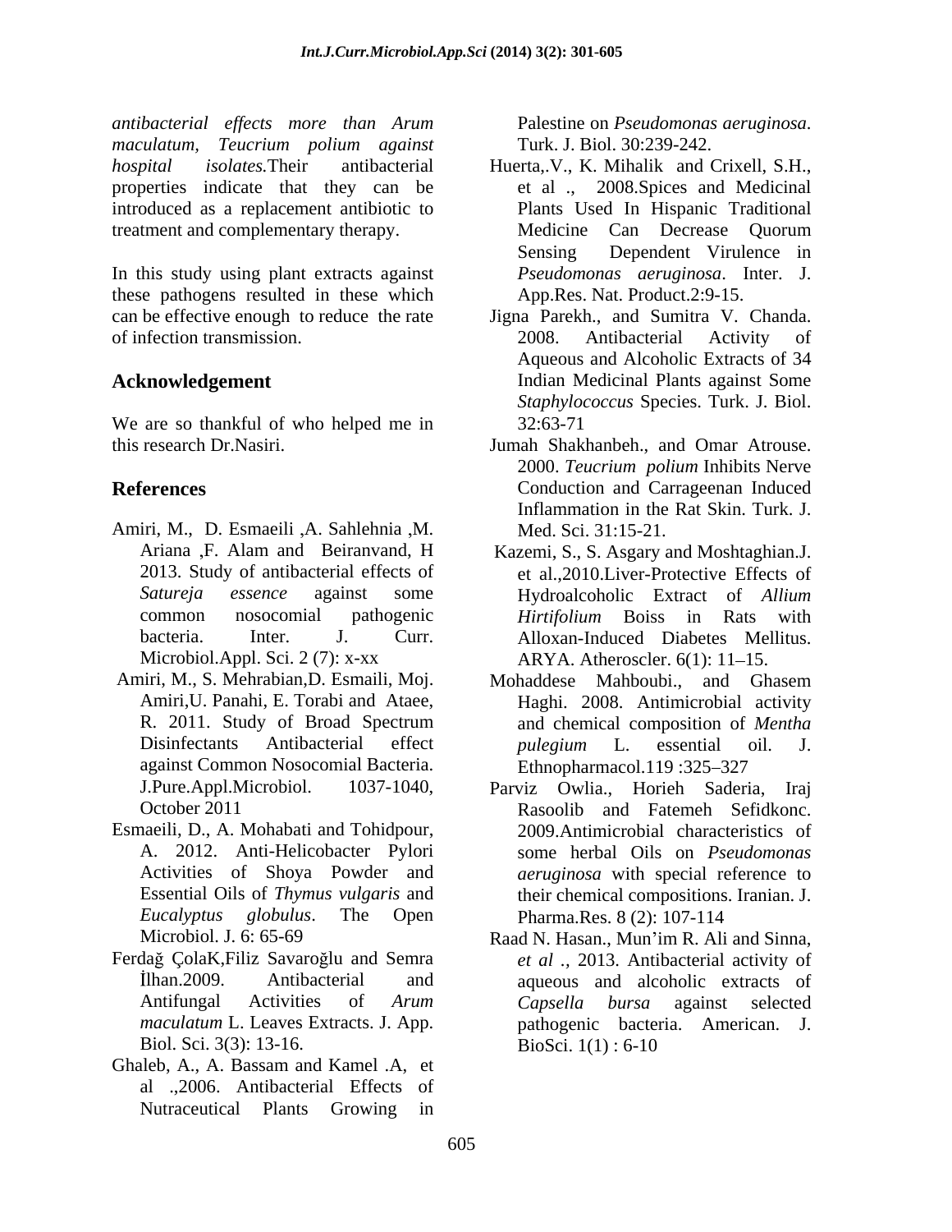*antibacterial effects more than Arum maculatum, Teucrium polium against hospital isolates.*Their antibacterial properties indicate that they can be introduced as a replacement antibiotic to treatment and complementary therapy.

In this study using plant extracts against these pathogens resulted in these which can be effective enough to reduce the rate of infection transmission.

## Acknowledgement

We are so thankful of who helped me in this research Dr.Nasiri.

## References

Amiri, M., D. Esmaeili ,A. Sahlehnia ,M. Ariana ,F. Alam and Beiranvand, H 2013. Study of antibacterial effects of *Satureja essence* against some common nosocomial pathogenic bacteria. Inter. J. Curr. Microbiol.Appl. Sci. 2 (7): x-xx

Amiri, M., S. Mehrabian,D. Esmaili, Moj. Amiri,U. Panahi, E. Torabi and Ataee, R. 2011. Study of Broad Spectrum Disinfectants Antibacterial effect against Common Nosocomial Bacteria. J.Pure.Appl.Microbiol. 1037-1040, October 2011

Esmaeili, D., A. Mohabati and Tohidpour, A. 2012. Anti-Helicobacter Pylori Activities of Shoya Powder and Essential Oils of *Thymus vulgaris* and *Eucalyptus globulus*. The Open Microbiol. J. 6: 65-69

Ferdağ ÇolaK,Filiz Savaroğlu and Semra İlhan.2009. Antibacterial and Antifungal Activities of *Arum maculatum* L. Leaves Extracts. J. App. Biol. Sci. 3(3): 13-16.

Ghaleb, A., A. Bassam and Kamel .A, et al .,2006. Antibacterial Effects of Nutraceutical Plants Growing in Palestine on *Pseudomonas aeruginosa*. Turk. J. Biol. 30:239-242.

Huerta,.V., K. Mihalik and Crixell, S.H., et al ., 2008.Spices and Medicinal Plants Used In Hispanic Traditional Medicine Can Decrease Quorum Sensing Dependent Virulence in *Pseudomonas aeruginosa*. Inter. J. App.Res. Nat. Product.2:9-15.

Jigna Parekh., and Sumitra V. Chanda. 2008. Antibacterial Activity of Aqueous and Alcoholic Extracts of 34 Indian Medicinal Plants against Some *Staphylococcus* Species. Turk. J. Biol. 32:63-71

Jumah Shakhanbeh., and Omar Atrouse. 2000. *Teucrium polium* Inhibits Nerve Conduction and Carrageenan Induced Inflammation in the Rat Skin. Turk. J. Med. Sci. 31:15-21.

Kazemi, S., S. Asgary and Moshtaghian.J. et al.,2010.Liver-Protective Effects of Hydroalcoholic Extract of *Allium Hirtifolium* Boiss in Rats with Alloxan-Induced Diabetes Mellitus. ARYA. Atheroscler. 6(1): 11–15.

Mohaddese Mahboubi., and Ghasem Haghi. 2008. Antimicrobial activity and chemical composition of *Mentha pulegium* L. essential oil. J. Ethnopharmacol.119 :325–327

Parviz Owlia., Horieh Saderia, Iraj Rasoolib and Fatemeh Sefidkonc. 2009.Antimicrobial characteristics of some herbal Oils on *Pseudomonas aeruginosa* with special reference to their chemical compositions. Iranian. J. Pharma.Res. 8 (2): 107-114

Raad N. Hasan., Mun'im R. Ali and Sinna, *et al .,* 2013. Antibacterial activity of aqueous and alcoholic extracts of *Capsella bursa* against selected pathogenic bacteria. American. J. BioSci. 1(1) : 6-10